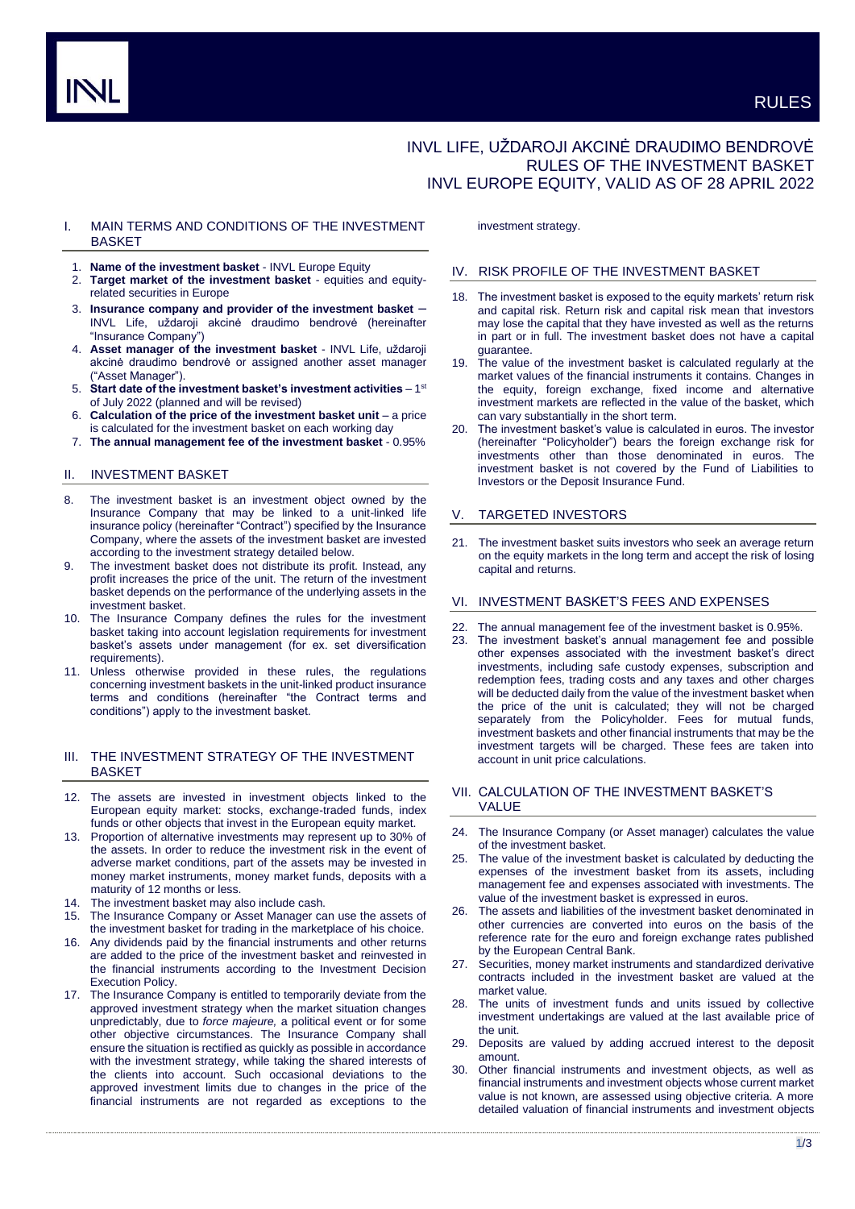# INVL LIFE, UŽDAROJI AKCINĖ DRAUDIMO BENDROVĖ
# RULES OF THE INVESTMENT BASKET
# INVL EUROPE EQUITY, VALID AS OF 28 APRIL 2022

## I. MAIN TERMS AND CONDITIONS OF THE INVESTMENT BASKET

1. **Name of the investment basket** - INVL Europe Equity
2. **Target market of the investment basket** - equities and equity-related securities in Europe
3. **Insurance company and provider of the investment basket** – INVL Life, uždaroji akcinė draudimo bendrovė (hereinafter "Insurance Company")
4. **Asset manager of the investment basket** - INVL Life, uždaroji akcinė draudimo bendrovė or assigned another asset manager ("Asset Manager").
5. **Start date of the investment basket's investment activities** – 1st of July 2022 (planned and will be revised)
6. **Calculation of the price of the investment basket unit** – a price is calculated for the investment basket on each working day
7. **The annual management fee of the investment basket** - 0.95%

## II. INVESTMENT BASKET

8. The investment basket is an investment object owned by the Insurance Company that may be linked to a unit-linked life insurance policy (hereinafter "Contract") specified by the Insurance Company, where the assets of the investment basket are invested according to the investment strategy detailed below.
9. The investment basket does not distribute its profit. Instead, any profit increases the price of the unit. The return of the investment basket depends on the performance of the underlying assets in the investment basket.
10. The Insurance Company defines the rules for the investment basket taking into account legislation requirements for investment basket's assets under management (for ex. set diversification requirements).
11. Unless otherwise provided in these rules, the regulations concerning investment baskets in the unit-linked product insurance terms and conditions (hereinafter "the Contract terms and conditions") apply to the investment basket.

## III. THE INVESTMENT STRATEGY OF THE INVESTMENT BASKET

12. The assets are invested in investment objects linked to the European equity market: stocks, exchange-traded funds, index funds or other objects that invest in the European equity market.
13. Proportion of alternative investments may represent up to 30% of the assets. In order to reduce the investment risk in the event of adverse market conditions, part of the assets may be invested in money market instruments, money market funds, deposits with a maturity of 12 months or less.
14. The investment basket may also include cash.
15. The Insurance Company or Asset Manager can use the assets of the investment basket for trading in the marketplace of his choice.
16. Any dividends paid by the financial instruments and other returns are added to the price of the investment basket and reinvested in the financial instruments according to the Investment Decision Execution Policy.
17. The Insurance Company is entitled to temporarily deviate from the approved investment strategy when the market situation changes unpredictably, due to *force majeure,* a political event or for some other objective circumstances. The Insurance Company shall ensure the situation is rectified as quickly as possible in accordance with the investment strategy, while taking the shared interests of the clients into account. Such occasional deviations to the approved investment limits due to changes in the price of the financial instruments are not regarded as exceptions to the investment strategy.

## IV. RISK PROFILE OF THE INVESTMENT BASKET

18. The investment basket is exposed to the equity markets' return risk and capital risk. Return risk and capital risk mean that investors may lose the capital that they have invested as well as the returns in part or in full. The investment basket does not have a capital guarantee.
19. The value of the investment basket is calculated regularly at the market values of the financial instruments it contains. Changes in the equity, foreign exchange, fixed income and alternative investment markets are reflected in the value of the basket, which can vary substantially in the short term.
20. The investment basket's value is calculated in euros. The investor (hereinafter "Policyholder") bears the foreign exchange risk for investments other than those denominated in euros. The investment basket is not covered by the Fund of Liabilities to Investors or the Deposit Insurance Fund.

## V. TARGETED INVESTORS

21. The investment basket suits investors who seek an average return on the equity markets in the long term and accept the risk of losing capital and returns.

## VI. INVESTMENT BASKET'S FEES AND EXPENSES

22. The annual management fee of the investment basket is 0.95%.
23. The investment basket's annual management fee and possible other expenses associated with the investment basket's direct investments, including safe custody expenses, subscription and redemption fees, trading costs and any taxes and other charges will be deducted daily from the value of the investment basket when the price of the unit is calculated; they will not be charged separately from the Policyholder. Fees for mutual funds, investment baskets and other financial instruments that may be the investment targets will be charged. These fees are taken into account in unit price calculations.

## VII. CALCULATION OF THE INVESTMENT BASKET'S VALUE

24. The Insurance Company (or Asset manager) calculates the value of the investment basket.
25. The value of the investment basket is calculated by deducting the expenses of the investment basket from its assets, including management fee and expenses associated with investments. The value of the investment basket is expressed in euros.
26. The assets and liabilities of the investment basket denominated in other currencies are converted into euros on the basis of the reference rate for the euro and foreign exchange rates published by the European Central Bank.
27. Securities, money market instruments and standardized derivative contracts included in the investment basket are valued at the market value.
28. The units of investment funds and units issued by collective investment undertakings are valued at the last available price of the unit.
29. Deposits are valued by adding accrued interest to the deposit amount.
30. Other financial instruments and investment objects, as well as financial instruments and investment objects whose current market value is not known, are assessed using objective criteria. A more detailed valuation of financial instruments and investment objects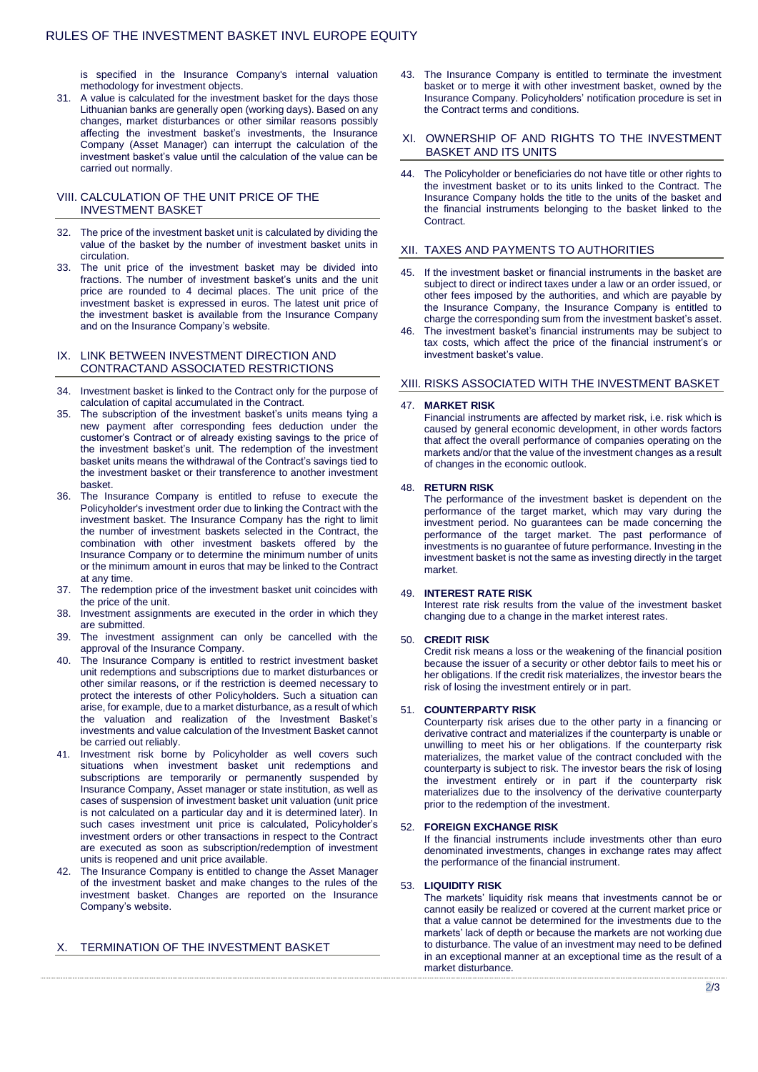is specified in the Insurance Company's internal valuation methodology for investment objects.

31. A value is calculated for the investment basket for the days those Lithuanian banks are generally open (working days). Based on any changes, market disturbances or other similar reasons possibly affecting the investment basket's investments, the Insurance Company (Asset Manager) can interrupt the calculation of the investment basket's value until the calculation of the value can be carried out normally.

## VIII. CALCULATION OF THE UNIT PRICE OF THE INVESTMENT BASKET

32. The price of the investment basket unit is calculated by dividing the value of the basket by the number of investment basket units in circulation.
33. The unit price of the investment basket may be divided into fractions. The number of investment basket's units and the unit price are rounded to 4 decimal places. The unit price of the investment basket is expressed in euros. The latest unit price of the investment basket is available from the Insurance Company and on the Insurance Company's website.

## IX. LINK BETWEEN INVESTMENT DIRECTION AND CONTRACTAND ASSOCIATED RESTRICTIONS

34. Investment basket is linked to the Contract only for the purpose of calculation of capital accumulated in the Contract.
35. The subscription of the investment basket's units means tying a new payment after corresponding fees deduction under the customer's Contract or of already existing savings to the price of the investment basket's unit. The redemption of the investment basket units means the withdrawal of the Contract's savings tied to the investment basket or their transference to another investment basket.
36. The Insurance Company is entitled to refuse to execute the Policyholder's investment order due to linking the Contract with the investment basket. The Insurance Company has the right to limit the number of investment baskets selected in the Contract, the combination with other investment baskets offered by the Insurance Company or to determine the minimum number of units or the minimum amount in euros that may be linked to the Contract at any time.
37. The redemption price of the investment basket unit coincides with the price of the unit.
38. Investment assignments are executed in the order in which they are submitted.
39. The investment assignment can only be cancelled with the approval of the Insurance Company.
40. The Insurance Company is entitled to restrict investment basket unit redemptions and subscriptions due to market disturbances or other similar reasons, or if the restriction is deemed necessary to protect the interests of other Policyholders. Such a situation can arise, for example, due to a market disturbance, as a result of which the valuation and realization of the Investment Basket's investments and value calculation of the Investment Basket cannot be carried out reliably.
41. Investment risk borne by Policyholder as well covers such situations when investment basket unit redemptions and subscriptions are temporarily or permanently suspended by Insurance Company, Asset manager or state institution, as well as cases of suspension of investment basket unit valuation (unit price is not calculated on a particular day and it is determined later). In such cases investment unit price is calculated, Policyholder's investment orders or other transactions in respect to the Contract are executed as soon as subscription/redemption of investment units is reopened and unit price available.
42. The Insurance Company is entitled to change the Asset Manager of the investment basket and make changes to the rules of the investment basket. Changes are reported on the Insurance Company's website.

## X. TERMINATION OF THE INVESTMENT BASKET

43. The Insurance Company is entitled to terminate the investment basket or to merge it with other investment basket, owned by the Insurance Company. Policyholders' notification procedure is set in the Contract terms and conditions.

## XI. OWNERSHIP OF AND RIGHTS TO THE INVESTMENT BASKET AND ITS UNITS

44. The Policyholder or beneficiaries do not have title or other rights to the investment basket or to its units linked to the Contract. The Insurance Company holds the title to the units of the basket and the financial instruments belonging to the basket linked to the Contract.

## XII. TAXES AND PAYMENTS TO AUTHORITIES

45. If the investment basket or financial instruments in the basket are subject to direct or indirect taxes under a law or an order issued, or other fees imposed by the authorities, and which are payable by the Insurance Company, the Insurance Company is entitled to charge the corresponding sum from the investment basket's asset.
46. The investment basket's financial instruments may be subject to tax costs, which affect the price of the financial instrument's or investment basket's value.

## XIII. RISKS ASSOCIATED WITH THE INVESTMENT BASKET

47. **MARKET RISK**

    Financial instruments are affected by market risk, i.e. risk which is caused by general economic development, in other words factors that affect the overall performance of companies operating on the markets and/or that the value of the investment changes as a result of changes in the economic outlook.

48. **RETURN RISK**

    The performance of the investment basket is dependent on the performance of the target market, which may vary during the investment period. No guarantees can be made concerning the performance of the target market. The past performance of investments is no guarantee of future performance. Investing in the investment basket is not the same as investing directly in the target market.

49. **INTEREST RATE RISK**

    Interest rate risk results from the value of the investment basket changing due to a change in the market interest rates.

50. **CREDIT RISK**

    Credit risk means a loss or the weakening of the financial position because the issuer of a security or other debtor fails to meet his or her obligations. If the credit risk materializes, the investor bears the risk of losing the investment entirely or in part.

51. **COUNTERPARTY RISK**

    Counterparty risk arises due to the other party in a financing or derivative contract and materializes if the counterparty is unable or unwilling to meet his or her obligations. If the counterparty risk materializes, the market value of the contract concluded with the counterparty is subject to risk. The investor bears the risk of losing the investment entirely or in part if the counterparty risk materializes due to the insolvency of the derivative counterparty prior to the redemption of the investment.

52. **FOREIGN EXCHANGE RISK**

    If the financial instruments include investments other than euro denominated investments, changes in exchange rates may affect the performance of the financial instrument.

53. **LIQUIDITY RISK**

    The markets' liquidity risk means that investments cannot be or cannot easily be realized or covered at the current market price or that a value cannot be determined for the investments due to the markets' lack of depth or because the markets are not working due to disturbance. The value of an investment may need to be defined in an exceptional manner at an exceptional time as the result of a market disturbance.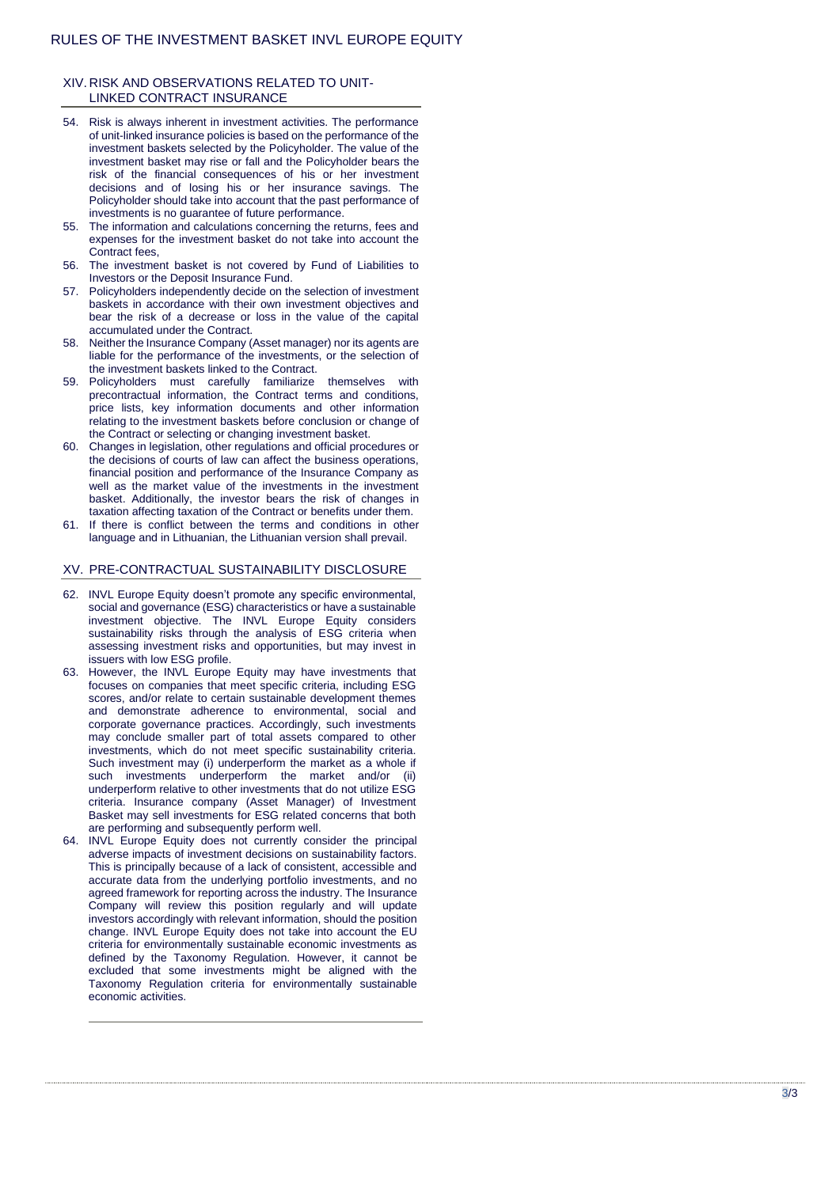## XIV. RISK AND OBSERVATIONS RELATED TO UNIT-LINKED CONTRACT INSURANCE

54. Risk is always inherent in investment activities. The performance of unit-linked insurance policies is based on the performance of the investment baskets selected by the Policyholder. The value of the investment basket may rise or fall and the Policyholder bears the risk of the financial consequences of his or her investment decisions and of losing his or her insurance savings. The Policyholder should take into account that the past performance of investments is no guarantee of future performance.
55. The information and calculations concerning the returns, fees and expenses for the investment basket do not take into account the Contract fees,
56. The investment basket is not covered by Fund of Liabilities to Investors or the Deposit Insurance Fund.
57. Policyholders independently decide on the selection of investment baskets in accordance with their own investment objectives and bear the risk of a decrease or loss in the value of the capital accumulated under the Contract.
58. Neither the Insurance Company (Asset manager) nor its agents are liable for the performance of the investments, or the selection of the investment baskets linked to the Contract.
59. Policyholders must carefully familiarize themselves with precontractual information, the Contract terms and conditions, price lists, key information documents and other information relating to the investment baskets before conclusion or change of the Contract or selecting or changing investment basket.
60. Changes in legislation, other regulations and official procedures or the decisions of courts of law can affect the business operations, financial position and performance of the Insurance Company as well as the market value of the investments in the investment basket. Additionally, the investor bears the risk of changes in taxation affecting taxation of the Contract or benefits under them.
61. If there is conflict between the terms and conditions in other language and in Lithuanian, the Lithuanian version shall prevail.

## XV. PRE-CONTRACTUAL SUSTAINABILITY DISCLOSURE

62. INVL Europe Equity doesn't promote any specific environmental, social and governance (ESG) characteristics or have a sustainable investment objective. The INVL Europe Equity considers sustainability risks through the analysis of ESG criteria when assessing investment risks and opportunities, but may invest in issuers with low ESG profile.
63. However, the INVL Europe Equity may have investments that focuses on companies that meet specific criteria, including ESG scores, and/or relate to certain sustainable development themes and demonstrate adherence to environmental, social and corporate governance practices. Accordingly, such investments may conclude smaller part of total assets compared to other investments, which do not meet specific sustainability criteria. Such investment may (i) underperform the market as a whole if such investments underperform the market and/or (ii) underperform relative to other investments that do not utilize ESG criteria. Insurance company (Asset Manager) of Investment Basket may sell investments for ESG related concerns that both are performing and subsequently perform well.
64. INVL Europe Equity does not currently consider the principal adverse impacts of investment decisions on sustainability factors. This is principally because of a lack of consistent, accessible and accurate data from the underlying portfolio investments, and no agreed framework for reporting across the industry. The Insurance Company will review this position regularly and will update investors accordingly with relevant information, should the position change. INVL Europe Equity does not take into account the EU criteria for environmentally sustainable economic investments as defined by the Taxonomy Regulation. However, it cannot be excluded that some investments might be aligned with the Taxonomy Regulation criteria for environmentally sustainable economic activities.